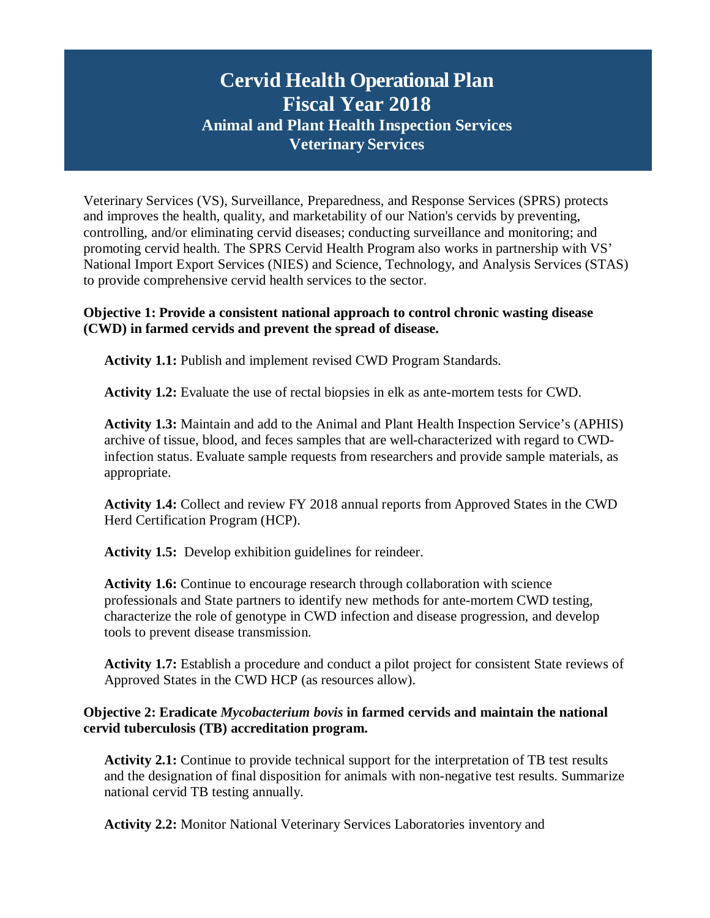# Cervid Health Operational Plan
# Fiscal Year 2018
## Animal and Plant Health Inspection Services
## Veterinary Services

Veterinary Services (VS), Surveillance, Preparedness, and Response Services (SPRS) protects and improves the health, quality, and marketability of our Nation's cervids by preventing, controlling, and/or eliminating cervid diseases; conducting surveillance and monitoring; and promoting cervid health. The SPRS Cervid Health Program also works in partnership with VS' National Import Export Services (NIES) and Science, Technology, and Analysis Services (STAS) to provide comprehensive cervid health services to the sector.

**Objective 1: Provide a consistent national approach to control chronic wasting disease (CWD) in farmed cervids and prevent the spread of disease.**

**Activity 1.1:** Publish and implement revised CWD Program Standards.

**Activity 1.2:** Evaluate the use of rectal biopsies in elk as ante-mortem tests for CWD.

**Activity 1.3:** Maintain and add to the Animal and Plant Health Inspection Service's (APHIS) archive of tissue, blood, and feces samples that are well-characterized with regard to CWD-infection status. Evaluate sample requests from researchers and provide sample materials, as appropriate.

**Activity 1.4:** Collect and review FY 2018 annual reports from Approved States in the CWD Herd Certification Program (HCP).

**Activity 1.5:** Develop exhibition guidelines for reindeer.

**Activity 1.6:** Continue to encourage research through collaboration with science professionals and State partners to identify new methods for ante-mortem CWD testing, characterize the role of genotype in CWD infection and disease progression, and develop tools to prevent disease transmission.

**Activity 1.7:** Establish a procedure and conduct a pilot project for consistent State reviews of Approved States in the CWD HCP (as resources allow).

**Objective 2: Eradicate *Mycobacterium bovis* in farmed cervids and maintain the national cervid tuberculosis (TB) accreditation program.**

**Activity 2.1:** Continue to provide technical support for the interpretation of TB test results and the designation of final disposition for animals with non-negative test results. Summarize national cervid TB testing annually.

**Activity 2.2:** Monitor National Veterinary Services Laboratories inventory and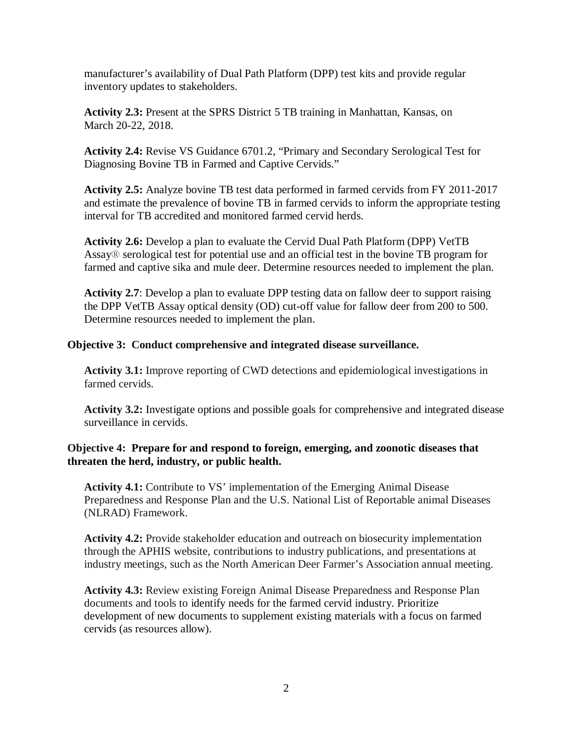manufacturer's availability of Dual Path Platform (DPP) test kits and provide regular inventory updates to stakeholders.

**Activity 2.3:** Present at the SPRS District 5 TB training in Manhattan, Kansas, on March 20-22, 2018.

**Activity 2.4:** Revise VS Guidance 6701.2, "Primary and Secondary Serological Test for Diagnosing Bovine TB in Farmed and Captive Cervids."

**Activity 2.5:** Analyze bovine TB test data performed in farmed cervids from FY 2011-2017 and estimate the prevalence of bovine TB in farmed cervids to inform the appropriate testing interval for TB accredited and monitored farmed cervid herds.

**Activity 2.6:** Develop a plan to evaluate the Cervid Dual Path Platform (DPP) VetTB Assay® serological test for potential use and an official test in the bovine TB program for farmed and captive sika and mule deer. Determine resources needed to implement the plan.

**Activity 2.7**: Develop a plan to evaluate DPP testing data on fallow deer to support raising the DPP VetTB Assay optical density (OD) cut-off value for fallow deer from 200 to 500. Determine resources needed to implement the plan.

**Objective 3: Conduct comprehensive and integrated disease surveillance.**

**Activity 3.1:** Improve reporting of CWD detections and epidemiological investigations in farmed cervids.

**Activity 3.2:** Investigate options and possible goals for comprehensive and integrated disease surveillance in cervids.

**Objective 4: Prepare for and respond to foreign, emerging, and zoonotic diseases that threaten the herd, industry, or public health.**

**Activity 4.1:** Contribute to VS' implementation of the Emerging Animal Disease Preparedness and Response Plan and the U.S. National List of Reportable animal Diseases (NLRAD) Framework.

**Activity 4.2:** Provide stakeholder education and outreach on biosecurity implementation through the APHIS website, contributions to industry publications, and presentations at industry meetings, such as the North American Deer Farmer's Association annual meeting.

**Activity 4.3:** Review existing Foreign Animal Disease Preparedness and Response Plan documents and tools to identify needs for the farmed cervid industry. Prioritize development of new documents to supplement existing materials with a focus on farmed cervids (as resources allow).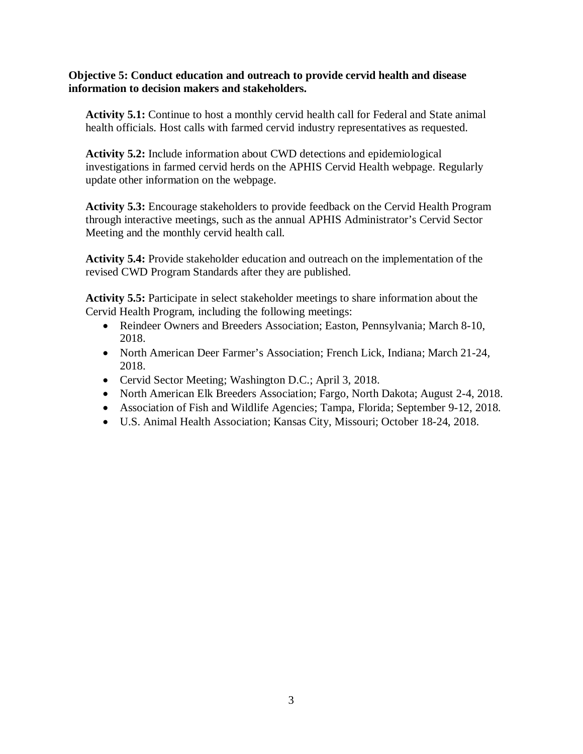**Objective 5: Conduct education and outreach to provide cervid health and disease information to decision makers and stakeholders.**

**Activity 5.1:** Continue to host a monthly cervid health call for Federal and State animal health officials. Host calls with farmed cervid industry representatives as requested.

**Activity 5.2:** Include information about CWD detections and epidemiological investigations in farmed cervid herds on the APHIS Cervid Health webpage. Regularly update other information on the webpage.

**Activity 5.3:** Encourage stakeholders to provide feedback on the Cervid Health Program through interactive meetings, such as the annual APHIS Administrator's Cervid Sector Meeting and the monthly cervid health call.

**Activity 5.4:** Provide stakeholder education and outreach on the implementation of the revised CWD Program Standards after they are published.

**Activity 5.5:** Participate in select stakeholder meetings to share information about the Cervid Health Program, including the following meetings:

- Reindeer Owners and Breeders Association; Easton, Pennsylvania; March 8-10, 2018.
- North American Deer Farmer's Association; French Lick, Indiana; March 21-24, 2018.
- Cervid Sector Meeting; Washington D.C.; April 3, 2018.
- North American Elk Breeders Association; Fargo, North Dakota; August 2-4, 2018.
- Association of Fish and Wildlife Agencies; Tampa, Florida; September 9-12, 2018.
- U.S. Animal Health Association; Kansas City, Missouri; October 18-24, 2018.